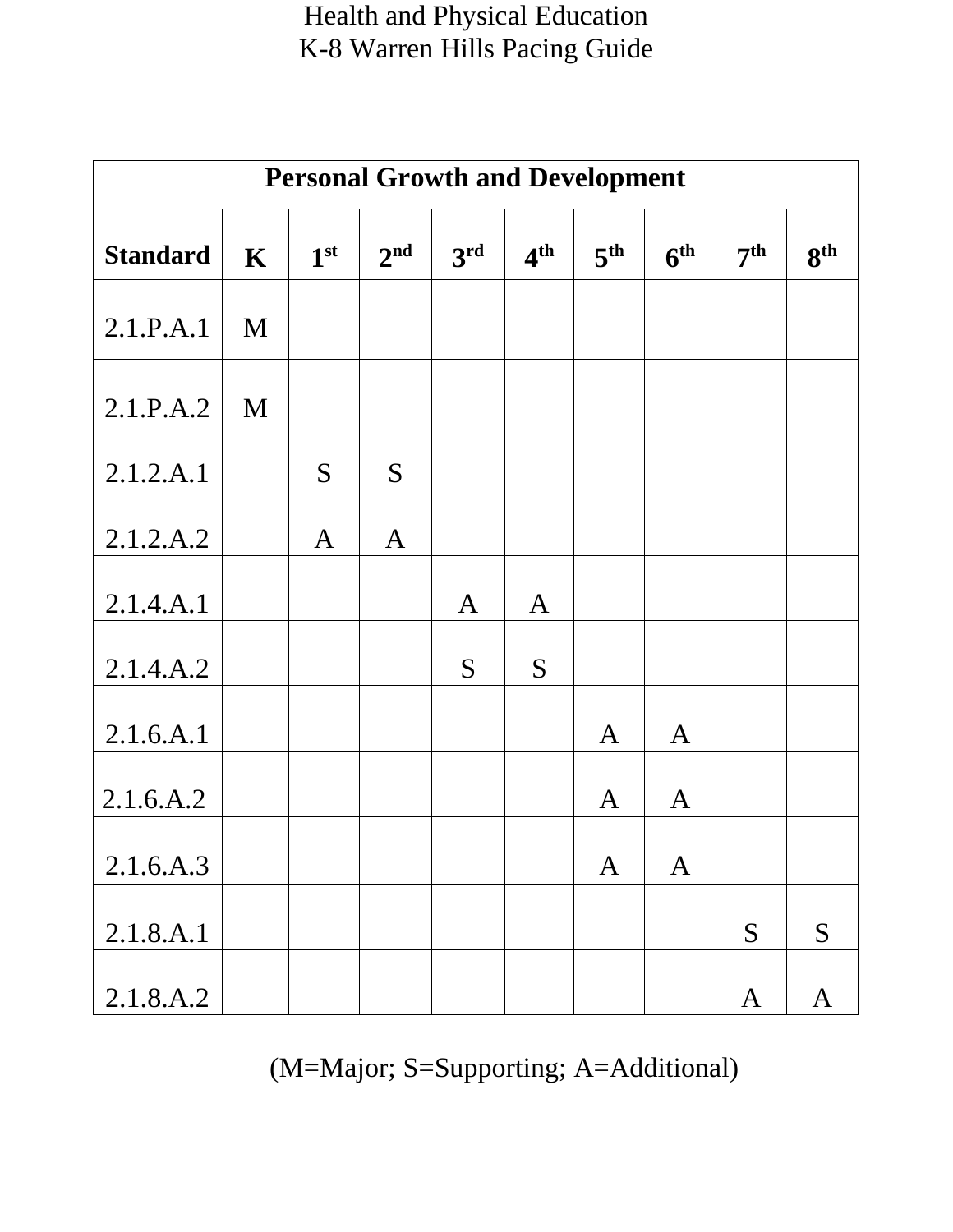# Health and Physical Education
# K-8 Warren Hills Pacing Guide

| Personal Growth and Development | | | | | | | | | |
|---|---|---|---|---|---|---|---|---|---|
| **Standard** | **K** | **1st** | **2nd** | **3rd** | **4th** | **5th** | **6th** | **7th** | **8th** |
| 2.1.P.A.1 | M | | | | | | | | |
| 2.1.P.A.2 | M | | | | | | | | |
| 2.1.2.A.1 | | S | S | | | | | | |
| 2.1.2.A.2 | | A | A | | | | | | |
| 2.1.4.A.1 | | | | A | A | | | | |
| 2.1.4.A.2 | | | | S | S | | | | |
| 2.1.6.A.1 | | | | | | A | A | | |
| 2.1.6.A.2 | | | | | | A | A | | |
| 2.1.6.A.3 | | | | | | A | A | | |
| 2.1.8.A.1 | | | | | | | | S | S |
| 2.1.8.A.2 | | | | | | | | A | A |

(M=Major; S=Supporting; A=Additional)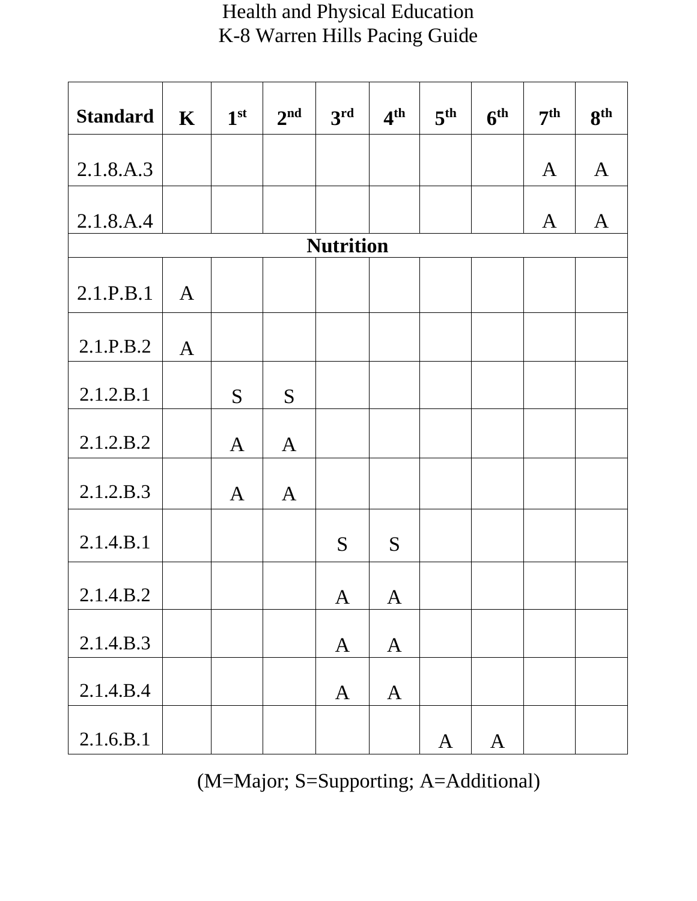# Health and Physical Education
## K-8 Warren Hills Pacing Guide

| Standard | K | 1st | 2nd | 3rd | 4th | 5th | 6th | 7th | 8th |
|---|---|---|---|---|---|---|---|---|---|
| 2.1.8.A.3 | | | | | | | | A | A |
| 2.1.8.A.4 | | | | | | | | A | A |
| **Nutrition** | | | | | | | | | |
| 2.1.P.B.1 | A | | | | | | | | |
| 2.1.P.B.2 | A | | | | | | | | |
| 2.1.2.B.1 | | S | S | | | | | | |
| 2.1.2.B.2 | | A | A | | | | | | |
| 2.1.2.B.3 | | A | A | | | | | | |
| 2.1.4.B.1 | | | | S | S | | | | |
| 2.1.4.B.2 | | | | A | A | | | | |
| 2.1.4.B.3 | | | | A | A | | | | |
| 2.1.4.B.4 | | | | A | A | | | | |
| 2.1.6.B.1 | | | | | | A | A | | |

(M=Major; S=Supporting; A=Additional)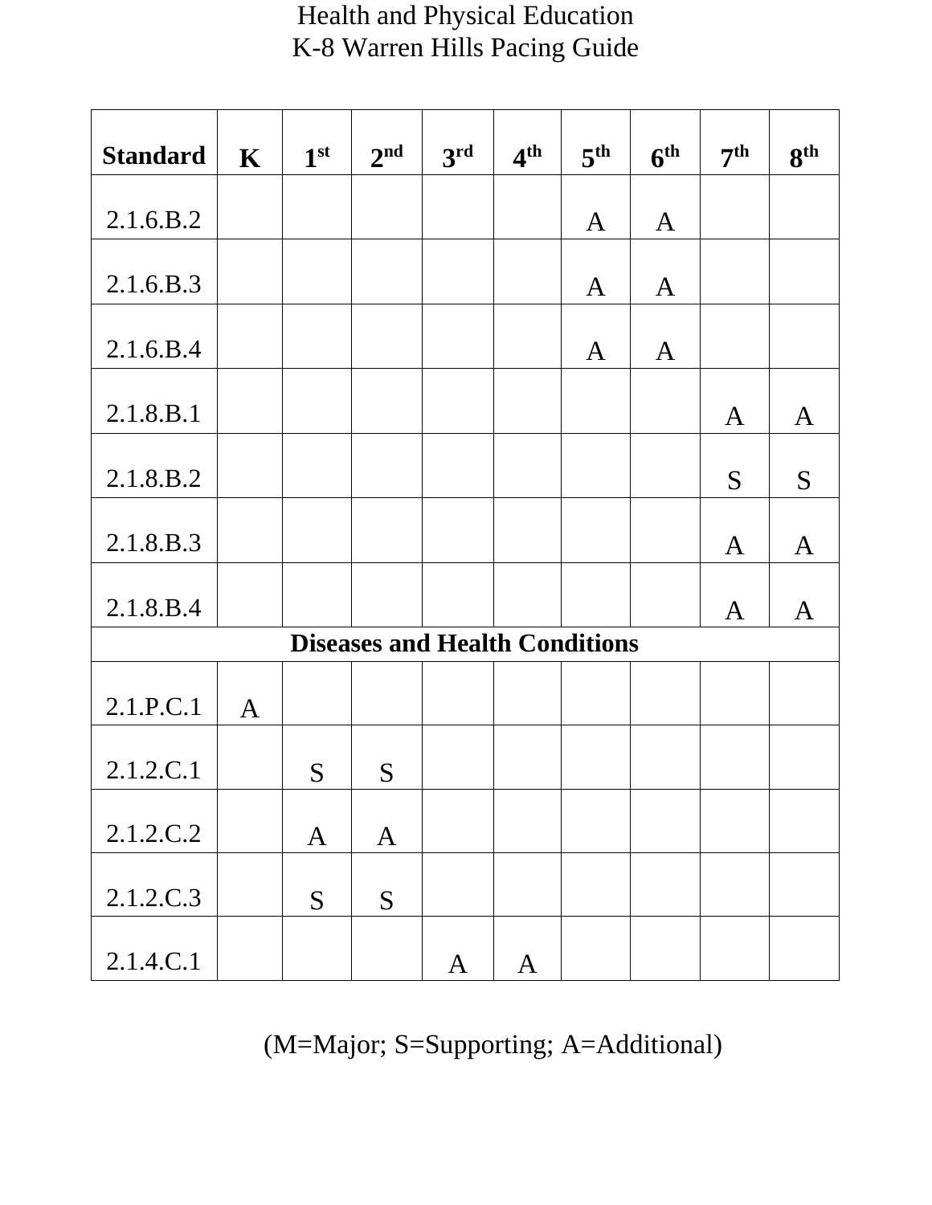Health and Physical Education
K-8 Warren Hills Pacing Guide

| Standard | K | 1st | 2nd | 3rd | 4th | 5th | 6th | 7th | 8th |
|---|---|---|---|---|---|---|---|---|---|
| 2.1.6.B.2 | | | | | | A | A | | |
| 2.1.6.B.3 | | | | | | A | A | | |
| 2.1.6.B.4 | | | | | | A | A | | |
| 2.1.8.B.1 | | | | | | | | A | A |
| 2.1.8.B.2 | | | | | | | | S | S |
| 2.1.8.B.3 | | | | | | | | A | A |
| 2.1.8.B.4 | | | | | | | | A | A |
| **Diseases and Health Conditions** | | | | | | | | | |
| 2.1.P.C.1 | A | | | | | | | | |
| 2.1.2.C.1 | | S | S | | | | | | |
| 2.1.2.C.2 | | A | A | | | | | | |
| 2.1.2.C.3 | | S | S | | | | | | |
| 2.1.4.C.1 | | | | A | A | | | | |

(M=Major; S=Supporting; A=Additional)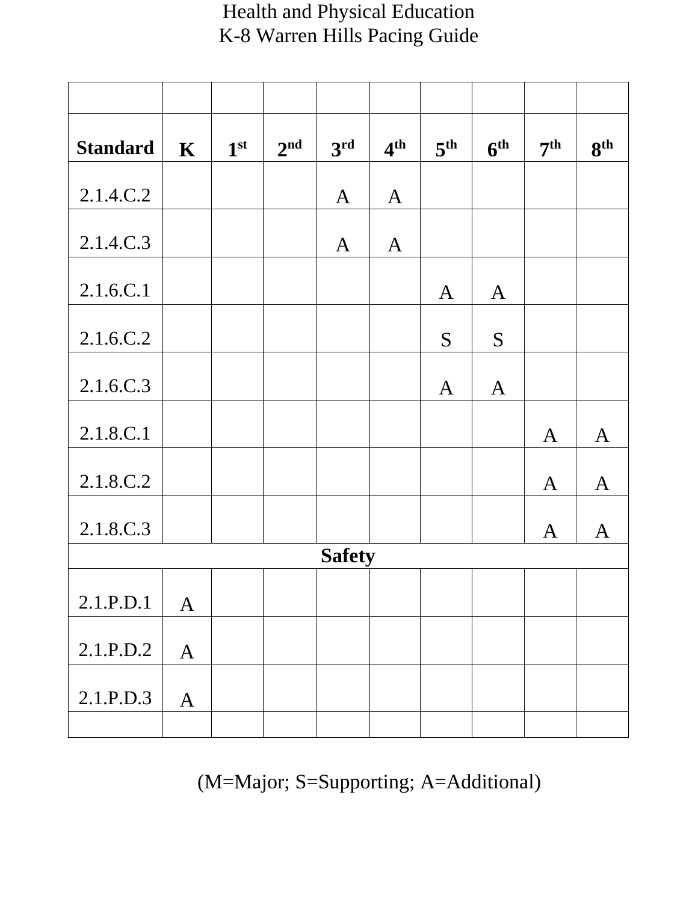Health and Physical Education
K-8 Warren Hills Pacing Guide

| | | | | | | | | | |
|---|---|---|---|---|---|---|---|---|---|
| **Standard** | **K** | **1st** | **2nd** | **3rd** | **4th** | **5th** | **6th** | **7th** | **8th** |
| 2.1.4.C.2 | | | | A | A | | | | |
| 2.1.4.C.3 | | | | A | A | | | | |
| 2.1.6.C.1 | | | | | | A | A | | |
| 2.1.6.C.2 | | | | | | S | S | | |
| 2.1.6.C.3 | | | | | | A | A | | |
| 2.1.8.C.1 | | | | | | | | A | A |
| 2.1.8.C.2 | | | | | | | | A | A |
| 2.1.8.C.3 | | | | | | | | A | A |
| **Safety** | | | | | | | | | |
| 2.1.P.D.1 | A | | | | | | | | |
| 2.1.P.D.2 | A | | | | | | | | |
| 2.1.P.D.3 | A | | | | | | | | |
| | | | | | | | | | |

(M=Major; S=Supporting; A=Additional)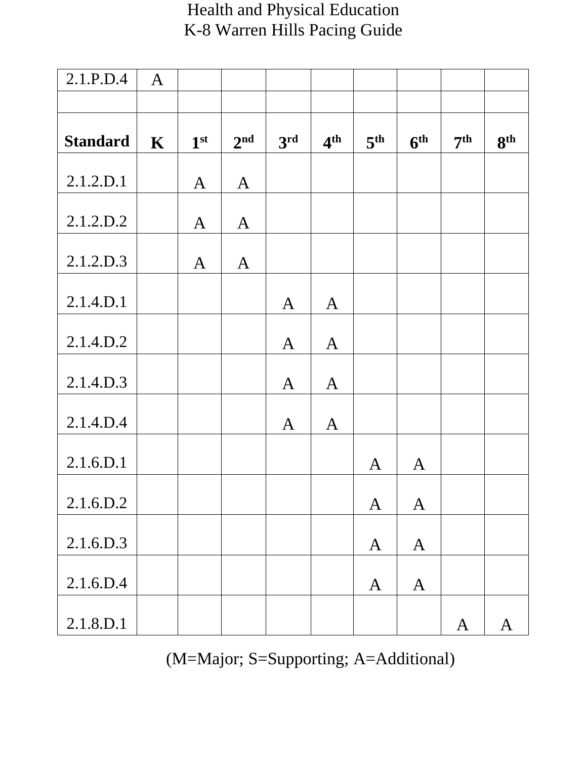# Health and Physical Education
## K-8 Warren Hills Pacing Guide

| 2.1.P.D.4 | A | | | | | | | | |
|---|---|---|---|---|---|---|---|---|---|
| | | | | | | | | | |
| **Standard** | **K** | **1st** | **2nd** | **3rd** | **4th** | **5th** | **6th** | **7th** | **8th** |
| 2.1.2.D.1 | | A | A | | | | | | |
| 2.1.2.D.2 | | A | A | | | | | | |
| 2.1.2.D.3 | | A | A | | | | | | |
| 2.1.4.D.1 | | | | A | A | | | | |
| 2.1.4.D.2 | | | | A | A | | | | |
| 2.1.4.D.3 | | | | A | A | | | | |
| 2.1.4.D.4 | | | | A | A | | | | |
| 2.1.6.D.1 | | | | | | A | A | | |
| 2.1.6.D.2 | | | | | | A | A | | |
| 2.1.6.D.3 | | | | | | A | A | | |
| 2.1.6.D.4 | | | | | | A | A | | |
| 2.1.8.D.1 | | | | | | | | A | A |

(M=Major; S=Supporting; A=Additional)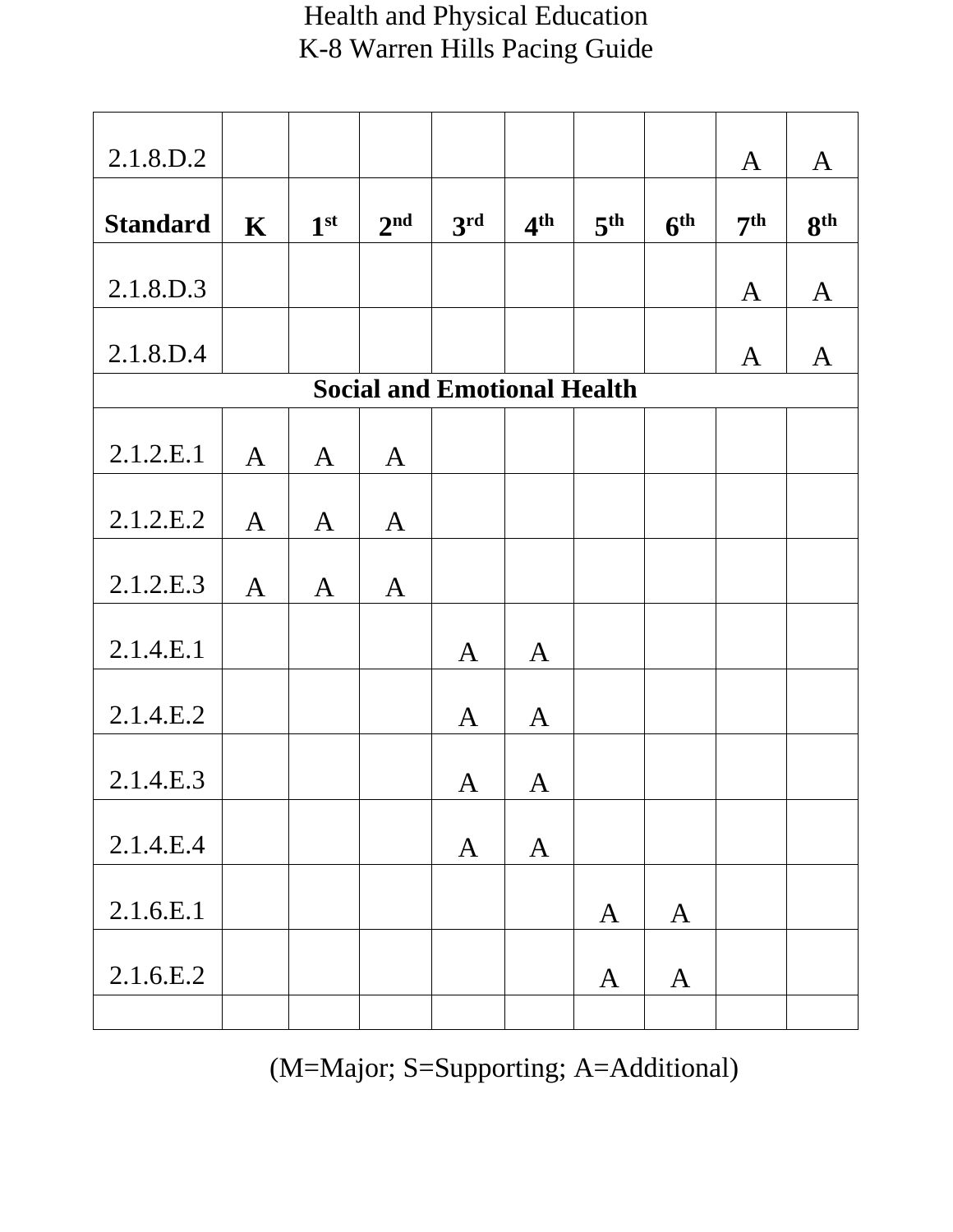Health and Physical Education
K-8 Warren Hills Pacing Guide

| 2.1.8.D.2 | | | | | | | | A | A |
|---|---|---|---|---|---|---|---|---|---|
| **Standard** | **K** | **1st** | **2nd** | **3rd** | **4th** | **5th** | **6th** | **7th** | **8th** |
| 2.1.8.D.3 | | | | | | | | A | A |
| 2.1.8.D.4 | | | | | | | | A | A |
| **Social and Emotional Health** | | | | | | | | | |
| 2.1.2.E.1 | A | A | A | | | | | | |
| 2.1.2.E.2 | A | A | A | | | | | | |
| 2.1.2.E.3 | A | A | A | | | | | | |
| 2.1.4.E.1 | | | | A | A | | | | |
| 2.1.4.E.2 | | | | A | A | | | | |
| 2.1.4.E.3 | | | | A | A | | | | |
| 2.1.4.E.4 | | | | A | A | | | | |
| 2.1.6.E.1 | | | | | | A | A | | |
| 2.1.6.E.2 | | | | | | A | A | | |
| | | | | | | | | | |

(M=Major; S=Supporting; A=Additional)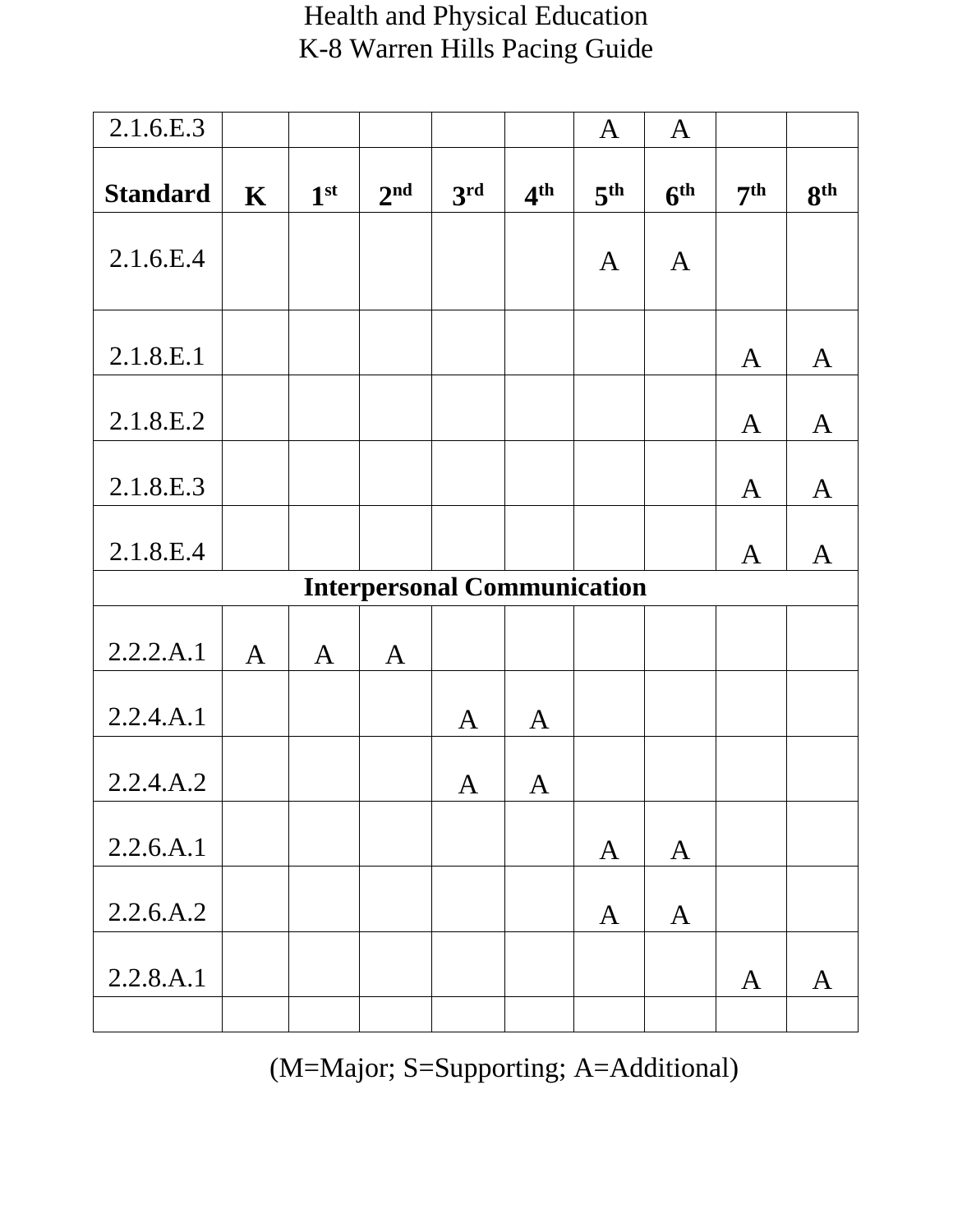Health and Physical Education
K-8 Warren Hills Pacing Guide

| 2.1.6.E.3 | | | | | | A | A | | |
|---|---|---|---|---|---|---|---|---|---|
| **Standard** | **K** | **1st** | **2nd** | **3rd** | **4th** | **5th** | **6th** | **7th** | **8th** |
| 2.1.6.E.4 | | | | | | A | A | | |
| 2.1.8.E.1 | | | | | | | | A | A |
| 2.1.8.E.2 | | | | | | | | A | A |
| 2.1.8.E.3 | | | | | | | | A | A |
| 2.1.8.E.4 | | | | | | | | A | A |
| **Interpersonal Communication** | | | | | | | | | |
| 2.2.2.A.1 | A | A | A | | | | | | |
| 2.2.4.A.1 | | | | A | A | | | | |
| 2.2.4.A.2 | | | | A | A | | | | |
| 2.2.6.A.1 | | | | | | A | A | | |
| 2.2.6.A.2 | | | | | | A | A | | |
| 2.2.8.A.1 | | | | | | | | A | A |
| | | | | | | | | | |

(M=Major; S=Supporting; A=Additional)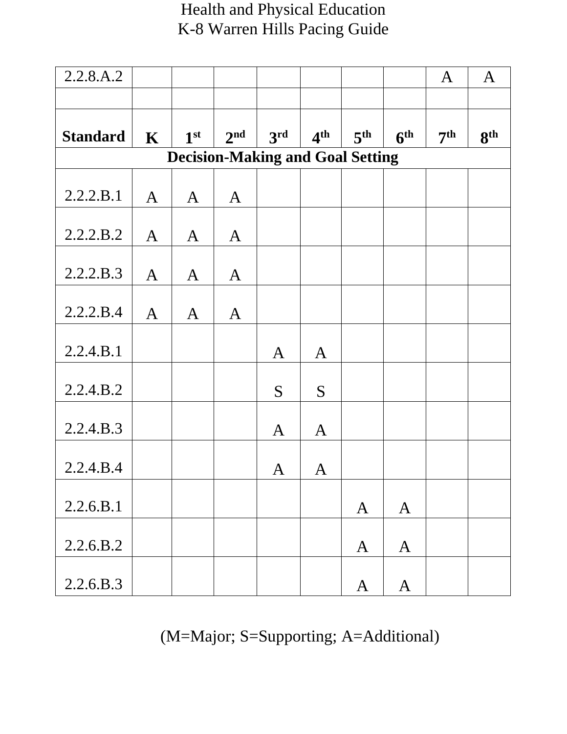# Health and Physical Education
## K-8 Warren Hills Pacing Guide

| 2.2.8.A.2 | | | | | | | | A | A |
|---|---|---|---|---|---|---|---|---|---|
| | | | | | | | | | |
| **Standard** | **K** | **1st** | **2nd** | **3rd** | **4th** | **5th** | **6th** | **7th** | **8th** |
| **Decision-Making and Goal Setting** | | | | | | | | | |
| 2.2.2.B.1 | A | A | A | | | | | | |
| 2.2.2.B.2 | A | A | A | | | | | | |
| 2.2.2.B.3 | A | A | A | | | | | | |
| 2.2.2.B.4 | A | A | A | | | | | | |
| 2.2.4.B.1 | | | | A | A | | | | |
| 2.2.4.B.2 | | | | S | S | | | | |
| 2.2.4.B.3 | | | | A | A | | | | |
| 2.2.4.B.4 | | | | A | A | | | | |
| 2.2.6.B.1 | | | | | | A | A | | |
| 2.2.6.B.2 | | | | | | A | A | | |
| 2.2.6.B.3 | | | | | | A | A | | |

(M=Major; S=Supporting; A=Additional)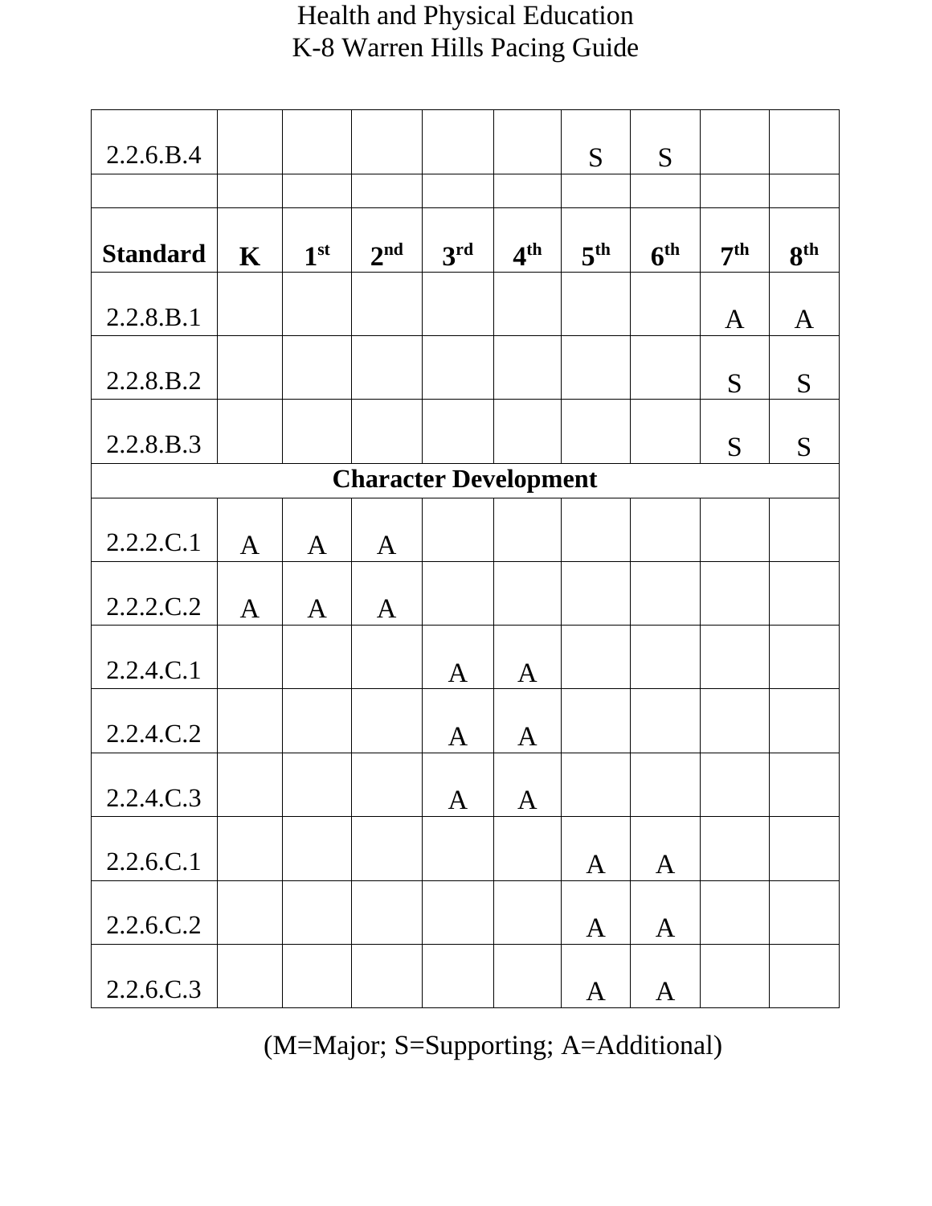Health and Physical Education
K-8 Warren Hills Pacing Guide

| 2.2.6.B.4 | | | | | | S | S | | |
|---|---|---|---|---|---|---|---|---|---|
| | | | | | | | | | |
| **Standard** | **K** | **1st** | **2nd** | **3rd** | **4th** | **5th** | **6th** | **7th** | **8th** |
| 2.2.8.B.1 | | | | | | | | A | A |
| 2.2.8.B.2 | | | | | | | | S | S |
| 2.2.8.B.3 | | | | | | | | S | S |
| **Character Development** | | | | | | | | | |
| 2.2.2.C.1 | A | A | A | | | | | | |
| 2.2.2.C.2 | A | A | A | | | | | | |
| 2.2.4.C.1 | | | | A | A | | | | |
| 2.2.4.C.2 | | | | A | A | | | | |
| 2.2.4.C.3 | | | | A | A | | | | |
| 2.2.6.C.1 | | | | | | A | A | | |
| 2.2.6.C.2 | | | | | | A | A | | |
| 2.2.6.C.3 | | | | | | A | A | | |

(M=Major; S=Supporting; A=Additional)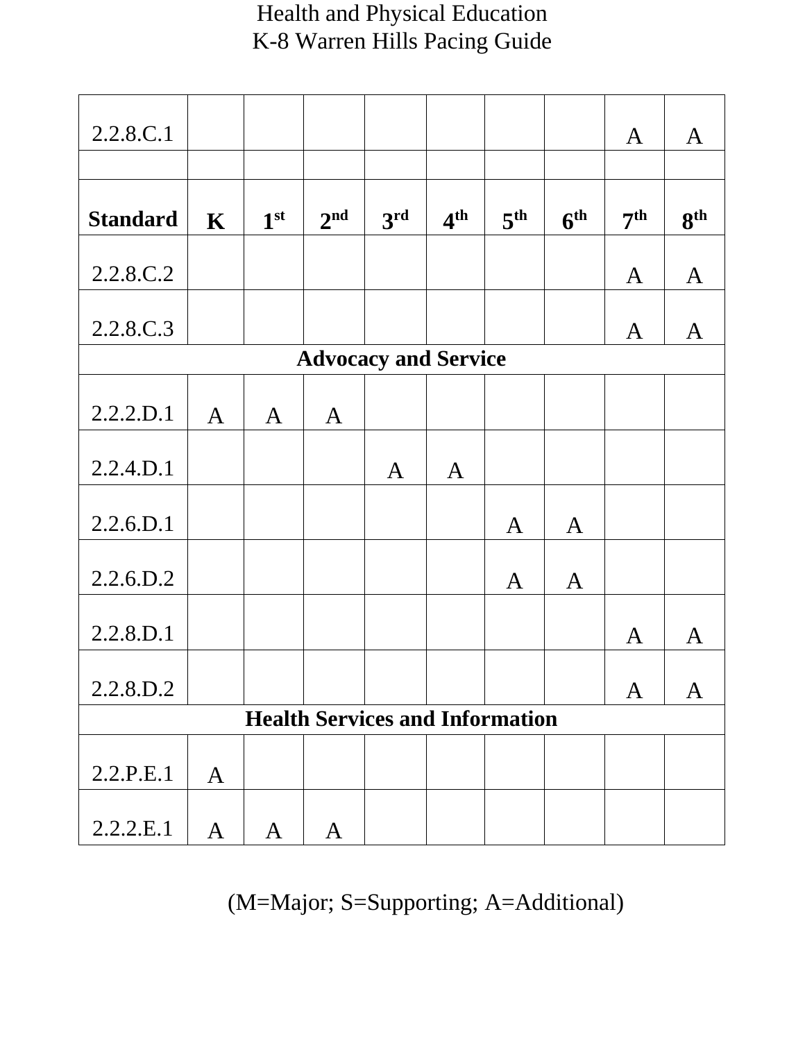# Health and Physical Education
## K-8 Warren Hills Pacing Guide

| Standard | K | 1st | 2nd | 3rd | 4th | 5th | 6th | 7th | 8th |
|---|---|---|---|---|---|---|---|---|---|
| 2.2.8.C.1 | | | | | | | | A | A |
| | | | | | | | | | |
| 2.2.8.C.2 | | | | | | | | A | A |
| 2.2.8.C.3 | | | | | | | | A | A |
| **Advocacy and Service** | | | | | | | | | |
| 2.2.2.D.1 | A | A | A | | | | | | |
| 2.2.4.D.1 | | | | A | A | | | | |
| 2.2.6.D.1 | | | | | | A | A | | |
| 2.2.6.D.2 | | | | | | A | A | | |
| 2.2.8.D.1 | | | | | | | | A | A |
| 2.2.8.D.2 | | | | | | | | A | A |
| **Health Services and Information** | | | | | | | | | |
| 2.2.P.E.1 | A | | | | | | | | |
| 2.2.2.E.1 | A | A | A | | | | | | |

(M=Major; S=Supporting; A=Additional)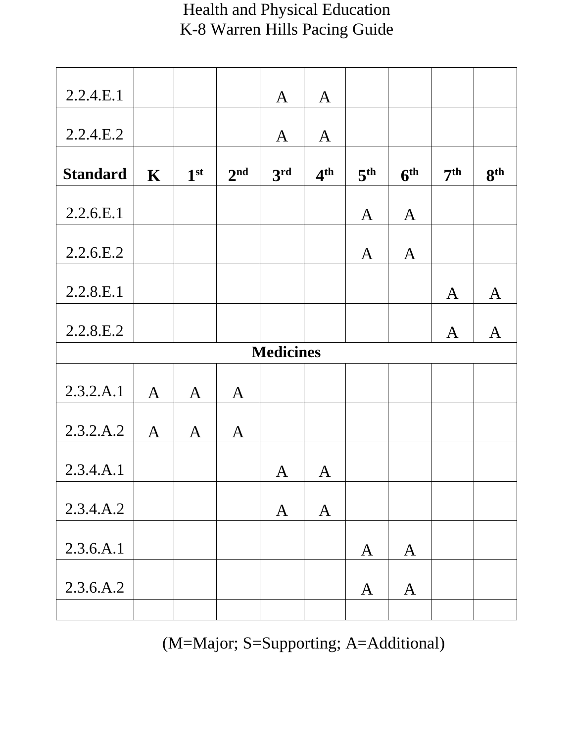Health and Physical Education
K-8 Warren Hills Pacing Guide

| 2.2.4.E.1 | | | | A | A | | | | |
|---|---|---|---|---|---|---|---|---|---|
| 2.2.4.E.2 | | | | A | A | | | | |
| **Standard** | **K** | **1st** | **2nd** | **3rd** | **4th** | **5th** | **6th** | **7th** | **8th** |
| 2.2.6.E.1 | | | | | | A | A | | |
| 2.2.6.E.2 | | | | | | A | A | | |
| 2.2.8.E.1 | | | | | | | | A | A |
| 2.2.8.E.2 | | | | | | | | A | A |
| **Medicines** | | | | | | | | | |
| 2.3.2.A.1 | A | A | A | | | | | | |
| 2.3.2.A.2 | A | A | A | | | | | | |
| 2.3.4.A.1 | | | | A | A | | | | |
| 2.3.4.A.2 | | | | A | A | | | | |
| 2.3.6.A.1 | | | | | | A | A | | |
| 2.3.6.A.2 | | | | | | A | A | | |
| | | | | | | | | | |

(M=Major; S=Supporting; A=Additional)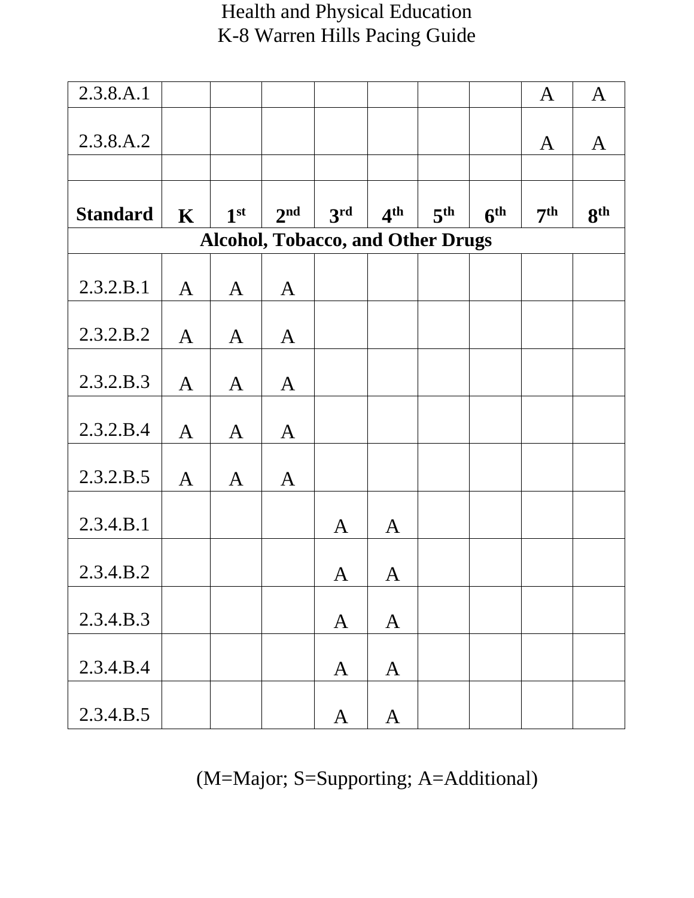Health and Physical Education
K-8 Warren Hills Pacing Guide

| 2.3.8.A.1 | | | | | | | | A | A |
|---|---|---|---|---|---|---|---|---|---|
| 2.3.8.A.2 | | | | | | | | A | A |
| | | | | | | | | | |
| **Standard** | **K** | **1st** | **2nd** | **3rd** | **4th** | **5th** | **6th** | **7th** | **8th** |
| **Alcohol, Tobacco, and Other Drugs** | | | | | | | | | |
| 2.3.2.B.1 | A | A | A | | | | | | |
| 2.3.2.B.2 | A | A | A | | | | | | |
| 2.3.2.B.3 | A | A | A | | | | | | |
| 2.3.2.B.4 | A | A | A | | | | | | |
| 2.3.2.B.5 | A | A | A | | | | | | |
| 2.3.4.B.1 | | | | A | A | | | | |
| 2.3.4.B.2 | | | | A | A | | | | |
| 2.3.4.B.3 | | | | A | A | | | | |
| 2.3.4.B.4 | | | | A | A | | | | |
| 2.3.4.B.5 | | | | A | A | | | | |

(M=Major; S=Supporting; A=Additional)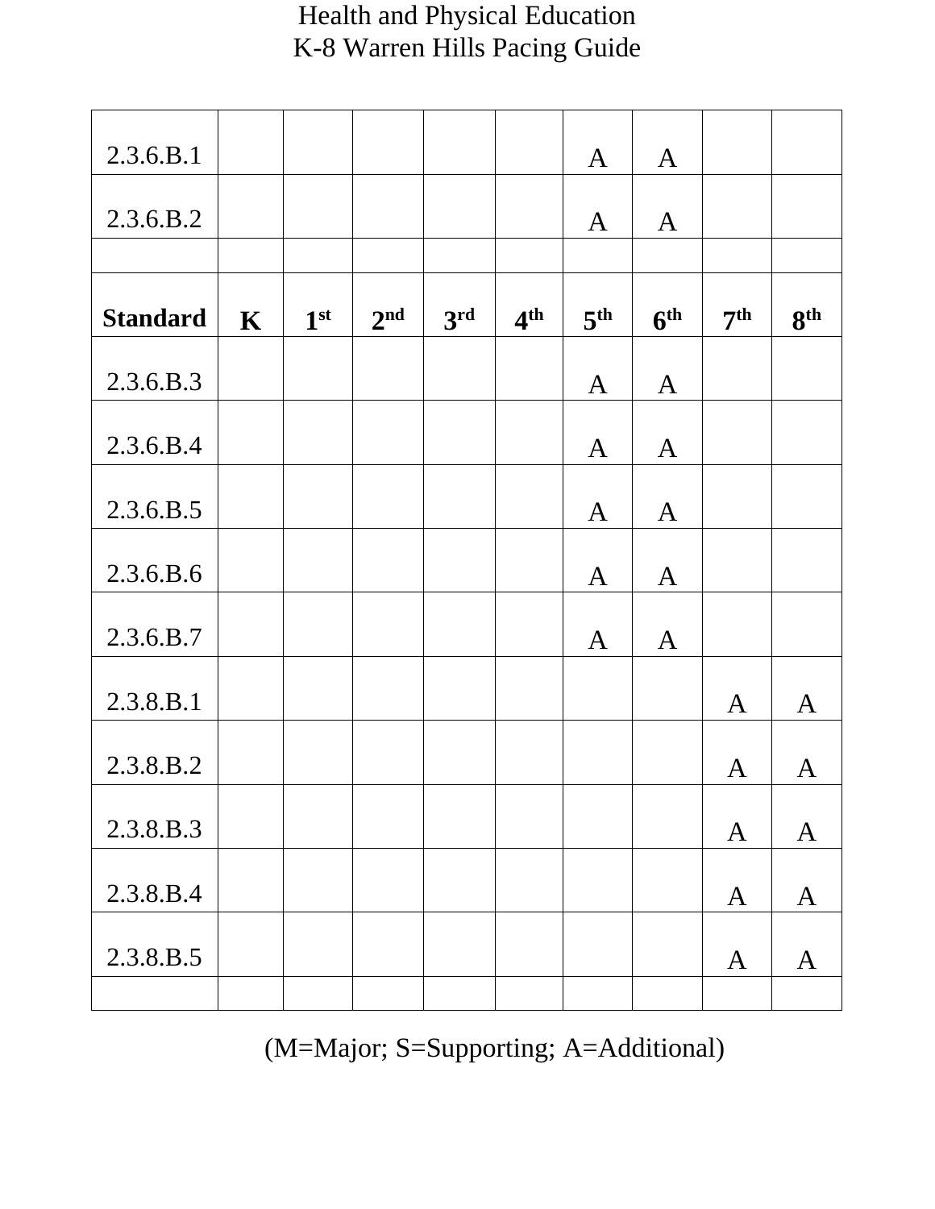Health and Physical Education
K-8 Warren Hills Pacing Guide

| Standard | K | 1st | 2nd | 3rd | 4th | 5th | 6th | 7th | 8th |
|---|---|---|---|---|---|---|---|---|---|
| 2.3.6.B.1 | | | | | | A | A | | |
| 2.3.6.B.2 | | | | | | A | A | | |
| | | | | | | | | | |
| 2.3.6.B.3 | | | | | | A | A | | |
| 2.3.6.B.4 | | | | | | A | A | | |
| 2.3.6.B.5 | | | | | | A | A | | |
| 2.3.6.B.6 | | | | | | A | A | | |
| 2.3.6.B.7 | | | | | | A | A | | |
| 2.3.8.B.1 | | | | | | | | A | A |
| 2.3.8.B.2 | | | | | | | | A | A |
| 2.3.8.B.3 | | | | | | | | A | A |
| 2.3.8.B.4 | | | | | | | | A | A |
| 2.3.8.B.5 | | | | | | | | A | A |
| | | | | | | | | | |

(M=Major; S=Supporting; A=Additional)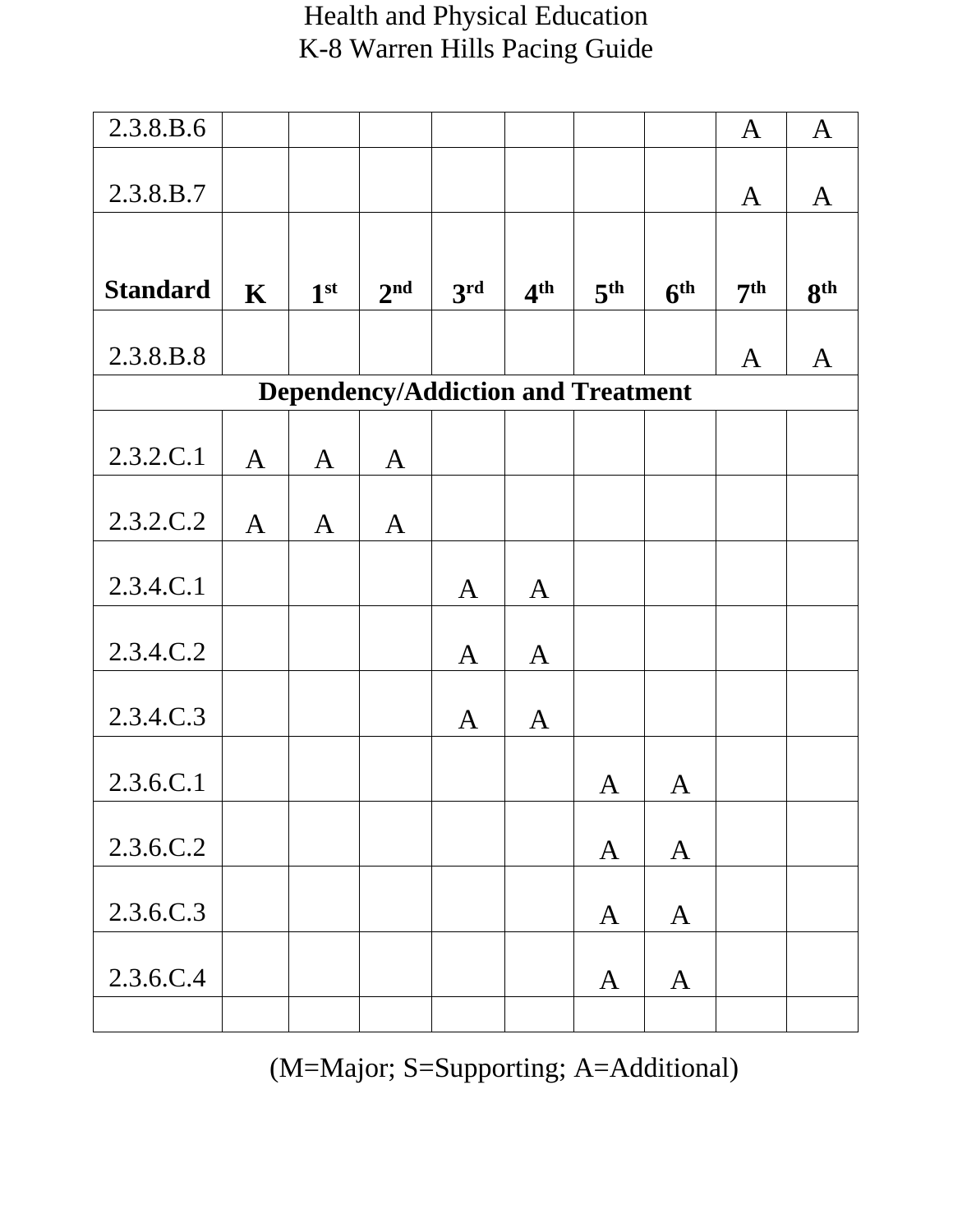Health and Physical Education
K-8 Warren Hills Pacing Guide

| 2.3.8.B.6 | | | | | | | | A | A |
|---|---|---|---|---|---|---|---|---|---|
| 2.3.8.B.7 | | | | | | | | A | A |
| **Standard** | **K** | **1st** | **2nd** | **3rd** | **4th** | **5th** | **6th** | **7th** | **8th** |
| 2.3.8.B.8 | | | | | | | | A | A |
| **Dependency/Addiction and Treatment** | | | | | | | | | |
| 2.3.2.C.1 | A | A | A | | | | | | |
| 2.3.2.C.2 | A | A | A | | | | | | |
| 2.3.4.C.1 | | | | A | A | | | | |
| 2.3.4.C.2 | | | | A | A | | | | |
| 2.3.4.C.3 | | | | A | A | | | | |
| 2.3.6.C.1 | | | | | | A | A | | |
| 2.3.6.C.2 | | | | | | A | A | | |
| 2.3.6.C.3 | | | | | | A | A | | |
| 2.3.6.C.4 | | | | | | A | A | | |
| | | | | | | | | | |

(M=Major; S=Supporting; A=Additional)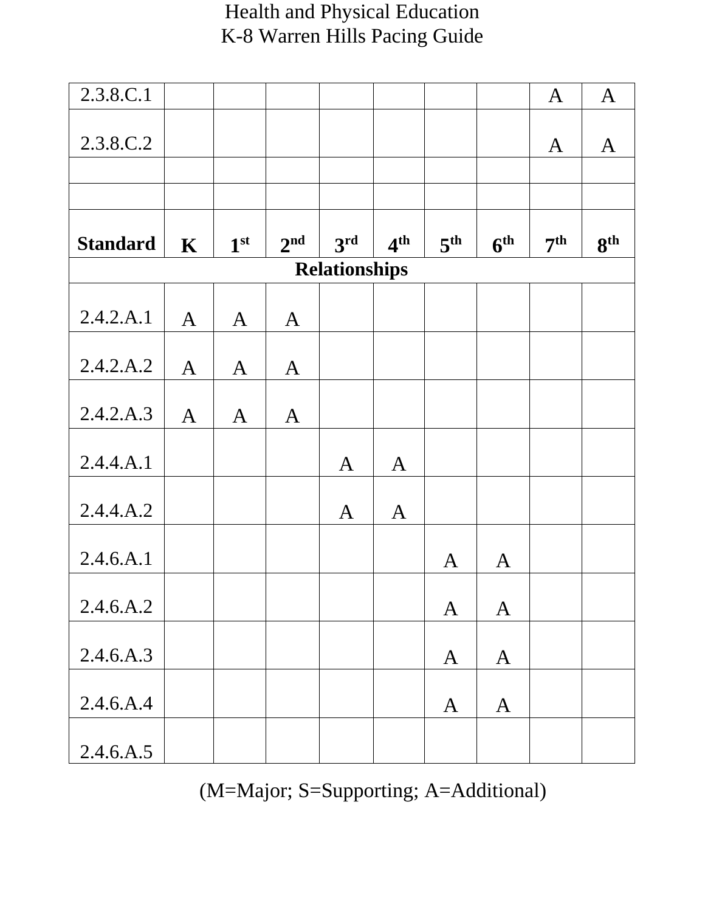Health and Physical Education
K-8 Warren Hills Pacing Guide

| 2.3.8.C.1 | | | | | | | | A | A |
|---|---|---|---|---|---|---|---|---|---|
| 2.3.8.C.2 | | | | | | | | A | A |
| | | | | | | | | | |
| | | | | | | | | | |
| **Standard** | **K** | **1st** | **2nd** | **3rd** | **4th** | **5th** | **6th** | **7th** | **8th** |
| **Relationships** | | | | | | | | | |
| 2.4.2.A.1 | A | A | A | | | | | | |
| 2.4.2.A.2 | A | A | A | | | | | | |
| 2.4.2.A.3 | A | A | A | | | | | | |
| 2.4.4.A.1 | | | | A | A | | | | |
| 2.4.4.A.2 | | | | A | A | | | | |
| 2.4.6.A.1 | | | | | | A | A | | |
| 2.4.6.A.2 | | | | | | A | A | | |
| 2.4.6.A.3 | | | | | | A | A | | |
| 2.4.6.A.4 | | | | | | A | A | | |
| 2.4.6.A.5 | | | | | | | | | |

(M=Major; S=Supporting; A=Additional)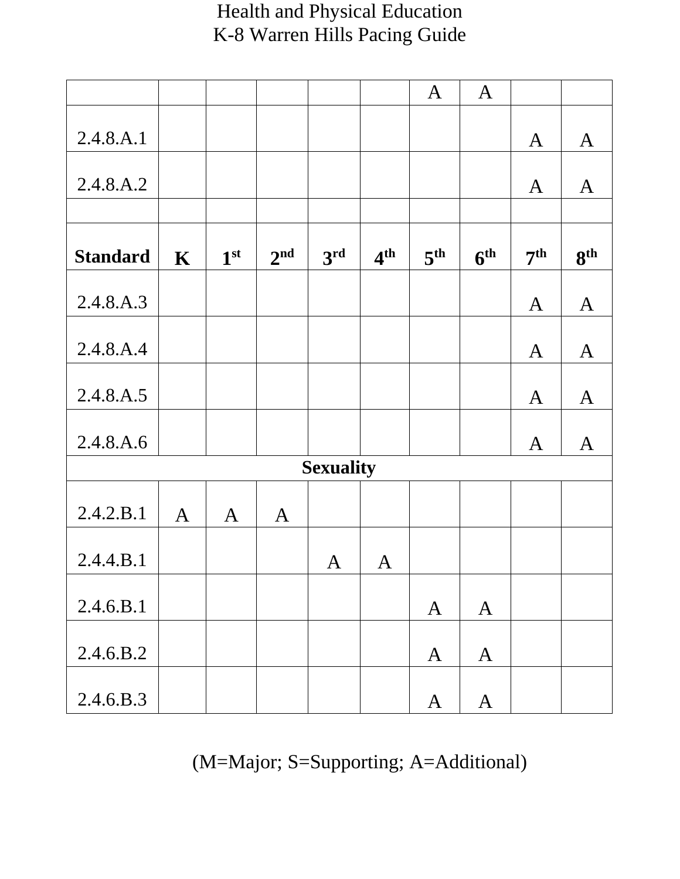Health and Physical Education
K-8 Warren Hills Pacing Guide

| | | | | | | | | | |
|---|---|---|---|---|---|---|---|---|---|
| | | | | | | A | A | | |
| 2.4.8.A.1 | | | | | | | | A | A |
| 2.4.8.A.2 | | | | | | | | A | A |
| | | | | | | | | | |
| **Standard** | **K** | **1st** | **2nd** | **3rd** | **4th** | **5th** | **6th** | **7th** | **8th** |
| 2.4.8.A.3 | | | | | | | | A | A |
| 2.4.8.A.4 | | | | | | | | A | A |
| 2.4.8.A.5 | | | | | | | | A | A |
| 2.4.8.A.6 | | | | | | | | A | A |
| **Sexuality** | | | | | | | | | |
| 2.4.2.B.1 | A | A | A | | | | | | |
| 2.4.4.B.1 | | | | A | A | | | | |
| 2.4.6.B.1 | | | | | | A | A | | |
| 2.4.6.B.2 | | | | | | A | A | | |
| 2.4.6.B.3 | | | | | | A | A | | |

(M=Major; S=Supporting; A=Additional)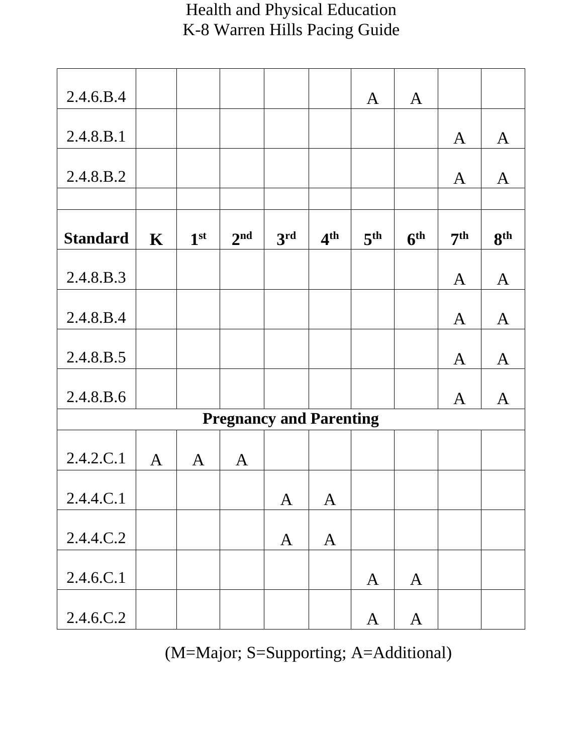# Health and Physical Education
## K-8 Warren Hills Pacing Guide

| | | | | | | | | | |
|---|---|---|---|---|---|---|---|---|---|
| 2.4.6.B.4 | | | | | | A | A | | |
| 2.4.8.B.1 | | | | | | | | A | A |
| 2.4.8.B.2 | | | | | | | | A | A |
| | | | | | | | | | |
| **Standard** | **K** | **1st** | **2nd** | **3rd** | **4th** | **5th** | **6th** | **7th** | **8th** |
| 2.4.8.B.3 | | | | | | | | A | A |
| 2.4.8.B.4 | | | | | | | | A | A |
| 2.4.8.B.5 | | | | | | | | A | A |
| 2.4.8.B.6 | | | | | | | | A | A |
| **Pregnancy and Parenting** | | | | | | | | | |
| 2.4.2.C.1 | A | A | A | | | | | | |
| 2.4.4.C.1 | | | | A | A | | | | |
| 2.4.4.C.2 | | | | A | A | | | | |
| 2.4.6.C.1 | | | | | | A | A | | |
| 2.4.6.C.2 | | | | | | A | A | | |

(M=Major; S=Supporting; A=Additional)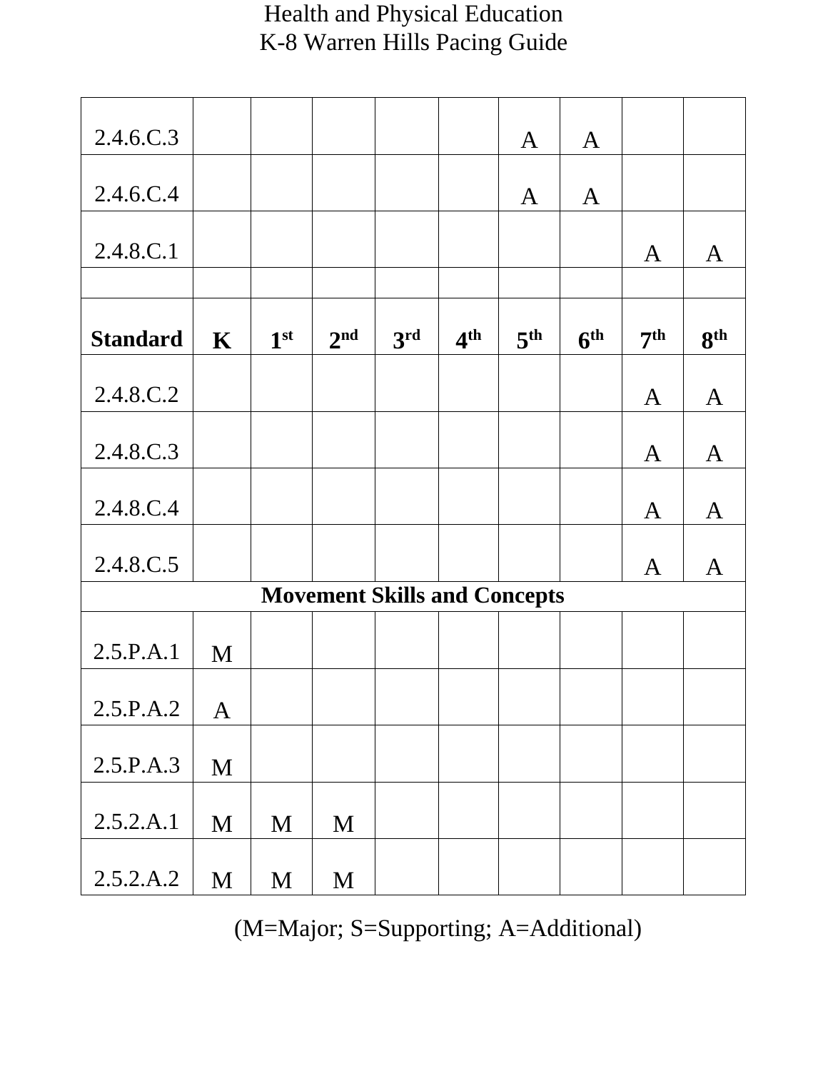Health and Physical Education
K-8 Warren Hills Pacing Guide

| | | | | | | | | | |
|---|---|---|---|---|---|---|---|---|---|
| 2.4.6.C.3 | | | | | | A | A | | |
| 2.4.6.C.4 | | | | | | A | A | | |
| 2.4.8.C.1 | | | | | | | | A | A |
| | | | | | | | | | |
| **Standard** | **K** | **1st** | **2nd** | **3rd** | **4th** | **5th** | **6th** | **7th** | **8th** |
| 2.4.8.C.2 | | | | | | | | A | A |
| 2.4.8.C.3 | | | | | | | | A | A |
| 2.4.8.C.4 | | | | | | | | A | A |
| 2.4.8.C.5 | | | | | | | | A | A |
| **Movement Skills and Concepts** | | | | | | | | | |
| 2.5.P.A.1 | M | | | | | | | | |
| 2.5.P.A.2 | A | | | | | | | | |
| 2.5.P.A.3 | M | | | | | | | | |
| 2.5.2.A.1 | M | M | M | | | | | | |
| 2.5.2.A.2 | M | M | M | | | | | | |

(M=Major; S=Supporting; A=Additional)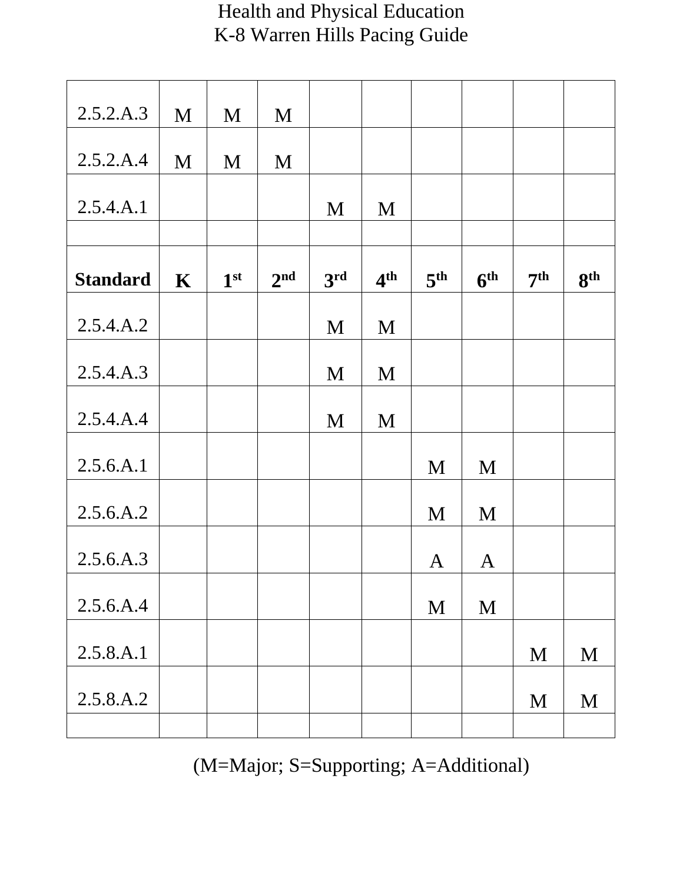Health and Physical Education
K-8 Warren Hills Pacing Guide

| Standard | K | 1st | 2nd | 3rd | 4th | 5th | 6th | 7th | 8th |
|---|---|---|---|---|---|---|---|---|---|
| 2.5.2.A.3 | M | M | M | | | | | | |
| 2.5.2.A.4 | M | M | M | | | | | | |
| 2.5.4.A.1 | | | | M | M | | | | |
| | | | | | | | | | |
| **Standard** | **K** | **1st** | **2nd** | **3rd** | **4th** | **5th** | **6th** | **7th** | **8th** |
| 2.5.4.A.2 | | | | M | M | | | | |
| 2.5.4.A.3 | | | | M | M | | | | |
| 2.5.4.A.4 | | | | M | M | | | | |
| 2.5.6.A.1 | | | | | | M | M | | |
| 2.5.6.A.2 | | | | | | M | M | | |
| 2.5.6.A.3 | | | | | | A | A | | |
| 2.5.6.A.4 | | | | | | M | M | | |
| 2.5.8.A.1 | | | | | | | | M | M |
| 2.5.8.A.2 | | | | | | | | M | M |
| | | | | | | | | | |

(M=Major; S=Supporting; A=Additional)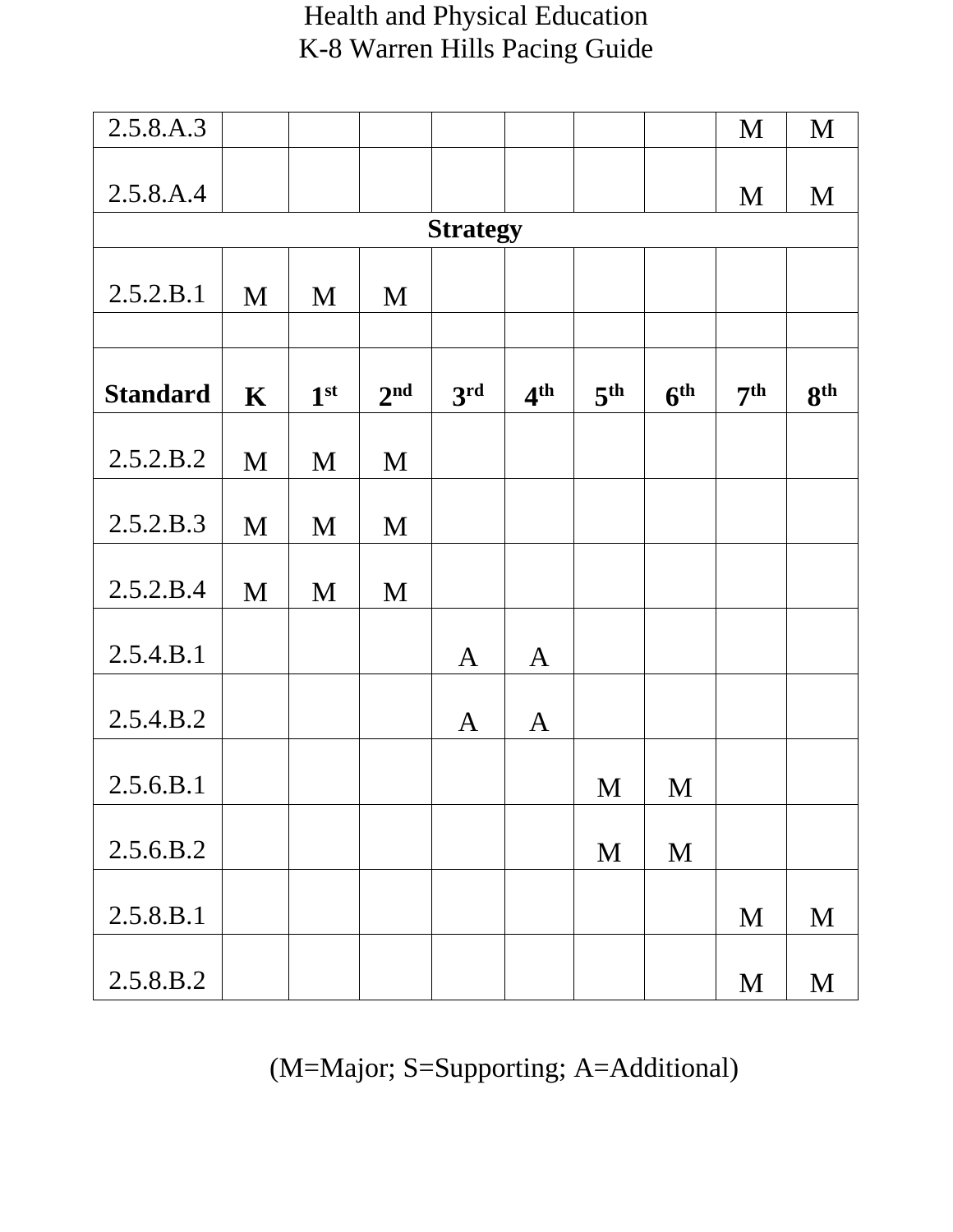Health and Physical Education
K-8 Warren Hills Pacing Guide

| | | | | | | | | | |
|---|---|---|---|---|---|---|---|---|---|
| 2.5.8.A.3 | | | | | | | | M | M |
| 2.5.8.A.4 | | | | | | | | M | M |
| **Strategy** | | | | | | | | | |
| 2.5.2.B.1 | M | M | M | | | | | | |
| | | | | | | | | | |
| **Standard** | **K** | **1st** | **2nd** | **3rd** | **4th** | **5th** | **6th** | **7th** | **8th** |
| 2.5.2.B.2 | M | M | M | | | | | | |
| 2.5.2.B.3 | M | M | M | | | | | | |
| 2.5.2.B.4 | M | M | M | | | | | | |
| 2.5.4.B.1 | | | | A | A | | | | |
| 2.5.4.B.2 | | | | A | A | | | | |
| 2.5.6.B.1 | | | | | | M | M | | |
| 2.5.6.B.2 | | | | | | M | M | | |
| 2.5.8.B.1 | | | | | | | | M | M |
| 2.5.8.B.2 | | | | | | | | M | M |

(M=Major; S=Supporting; A=Additional)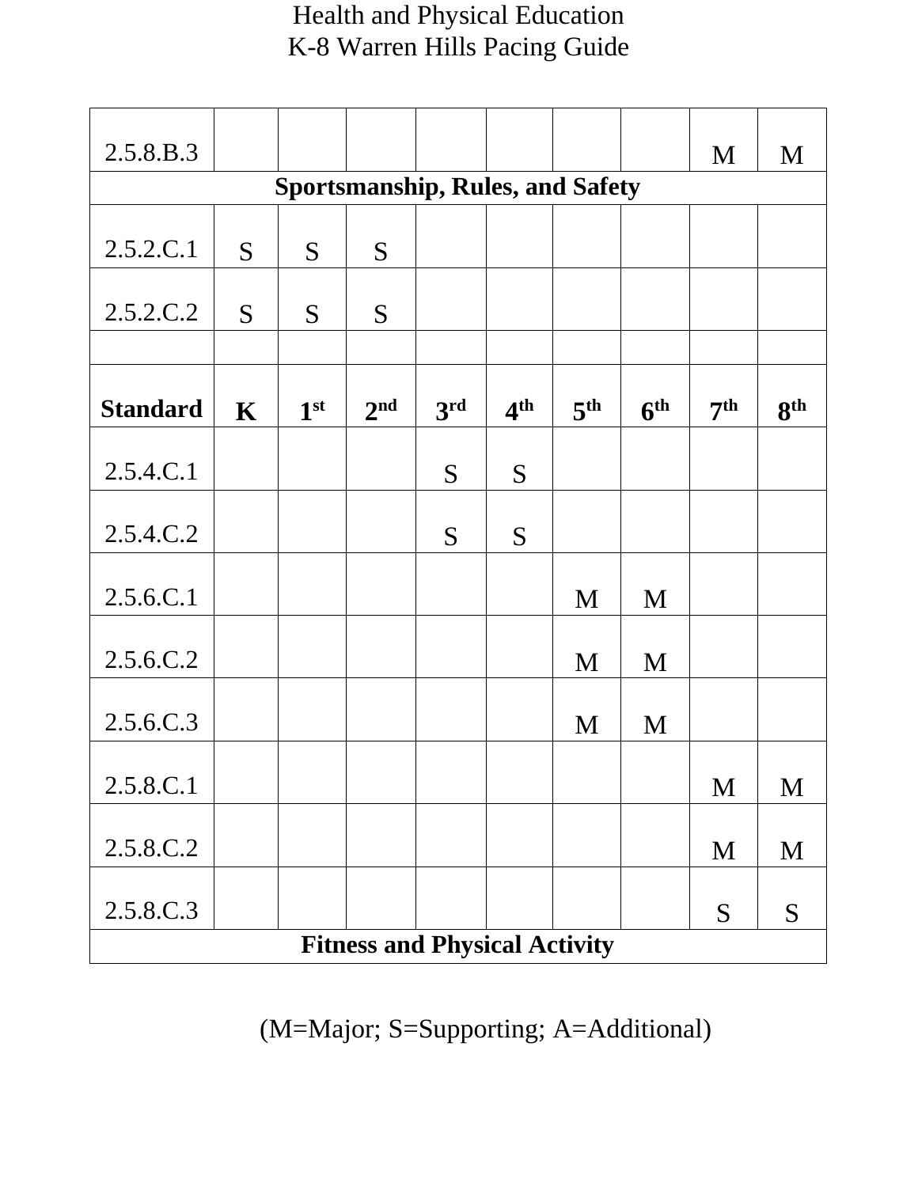Health and Physical Education
K-8 Warren Hills Pacing Guide

| 2.5.8.B.3 | | | | | | | | M | M |
|---|---|---|---|---|---|---|---|---|---|
| **Sportsmanship, Rules, and Safety** | | | | | | | | | |
| 2.5.2.C.1 | S | S | S | | | | | | |
| 2.5.2.C.2 | S | S | S | | | | | | |
| | | | | | | | | | |
| **Standard** | **K** | **1st** | **2nd** | **3rd** | **4th** | **5th** | **6th** | **7th** | **8th** |
| 2.5.4.C.1 | | | | S | S | | | | |
| 2.5.4.C.2 | | | | S | S | | | | |
| 2.5.6.C.1 | | | | | | M | M | | |
| 2.5.6.C.2 | | | | | | M | M | | |
| 2.5.6.C.3 | | | | | | M | M | | |
| 2.5.8.C.1 | | | | | | | | M | M |
| 2.5.8.C.2 | | | | | | | | M | M |
| 2.5.8.C.3 | | | | | | | | S | S |
| **Fitness and Physical Activity** | | | | | | | | | |

(M=Major; S=Supporting; A=Additional)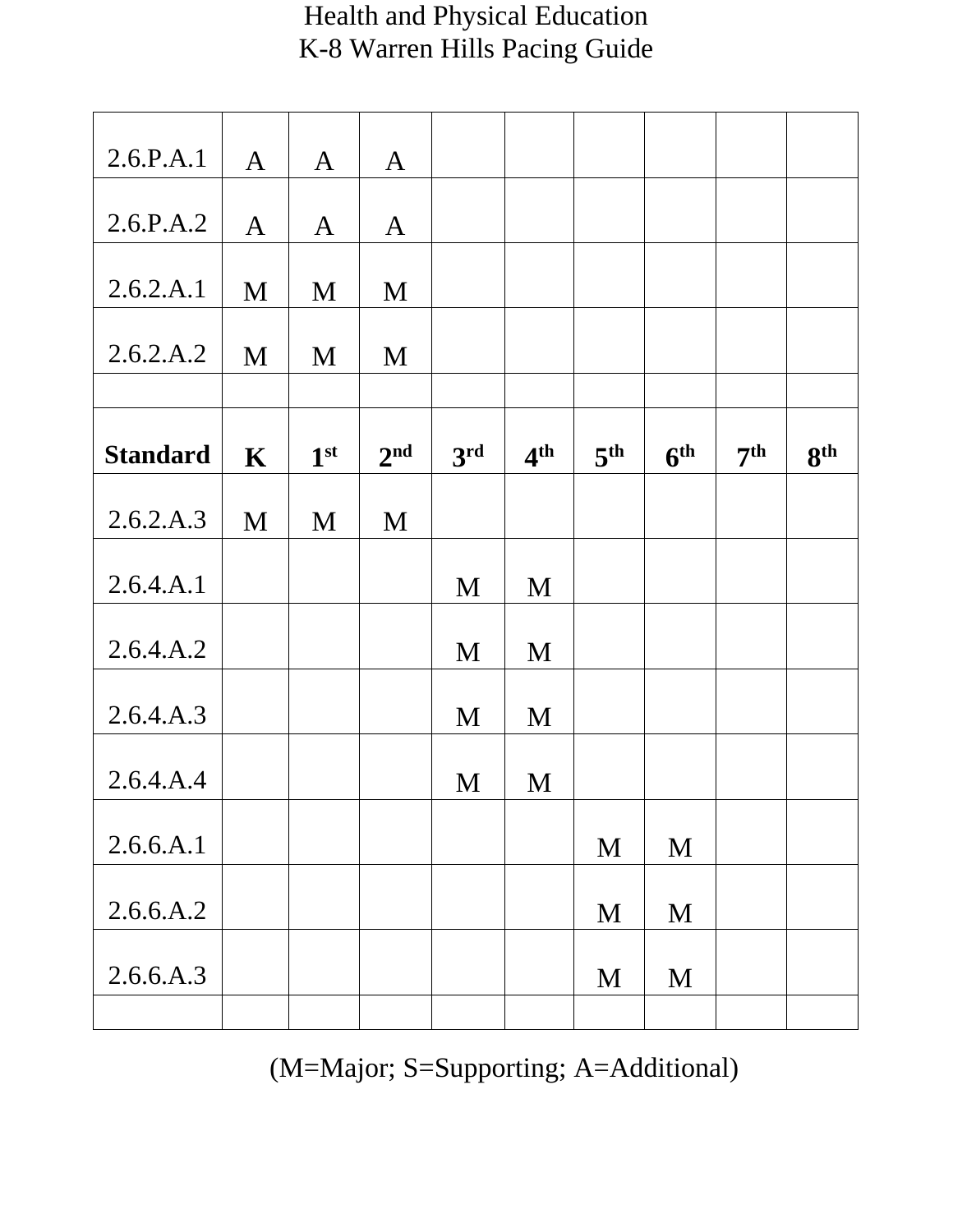# Health and Physical Education
# K-8 Warren Hills Pacing Guide

| | | | | | | | | | |
|---|---|---|---|---|---|---|---|---|---|
| 2.6.P.A.1 | A | A | A | | | | | | |
| 2.6.P.A.2 | A | A | A | | | | | | |
| 2.6.2.A.1 | M | M | M | | | | | | |
| 2.6.2.A.2 | M | M | M | | | | | | |
| | | | | | | | | | |
| **Standard** | **K** | **1st** | **2nd** | **3rd** | **4th** | **5th** | **6th** | **7th** | **8th** |
| 2.6.2.A.3 | M | M | M | | | | | | |
| 2.6.4.A.1 | | | | M | M | | | | |
| 2.6.4.A.2 | | | | M | M | | | | |
| 2.6.4.A.3 | | | | M | M | | | | |
| 2.6.4.A.4 | | | | M | M | | | | |
| 2.6.6.A.1 | | | | | | M | M | | |
| 2.6.6.A.2 | | | | | | M | M | | |
| 2.6.6.A.3 | | | | | | M | M | | |
| | | | | | | | | | |

(M=Major; S=Supporting; A=Additional)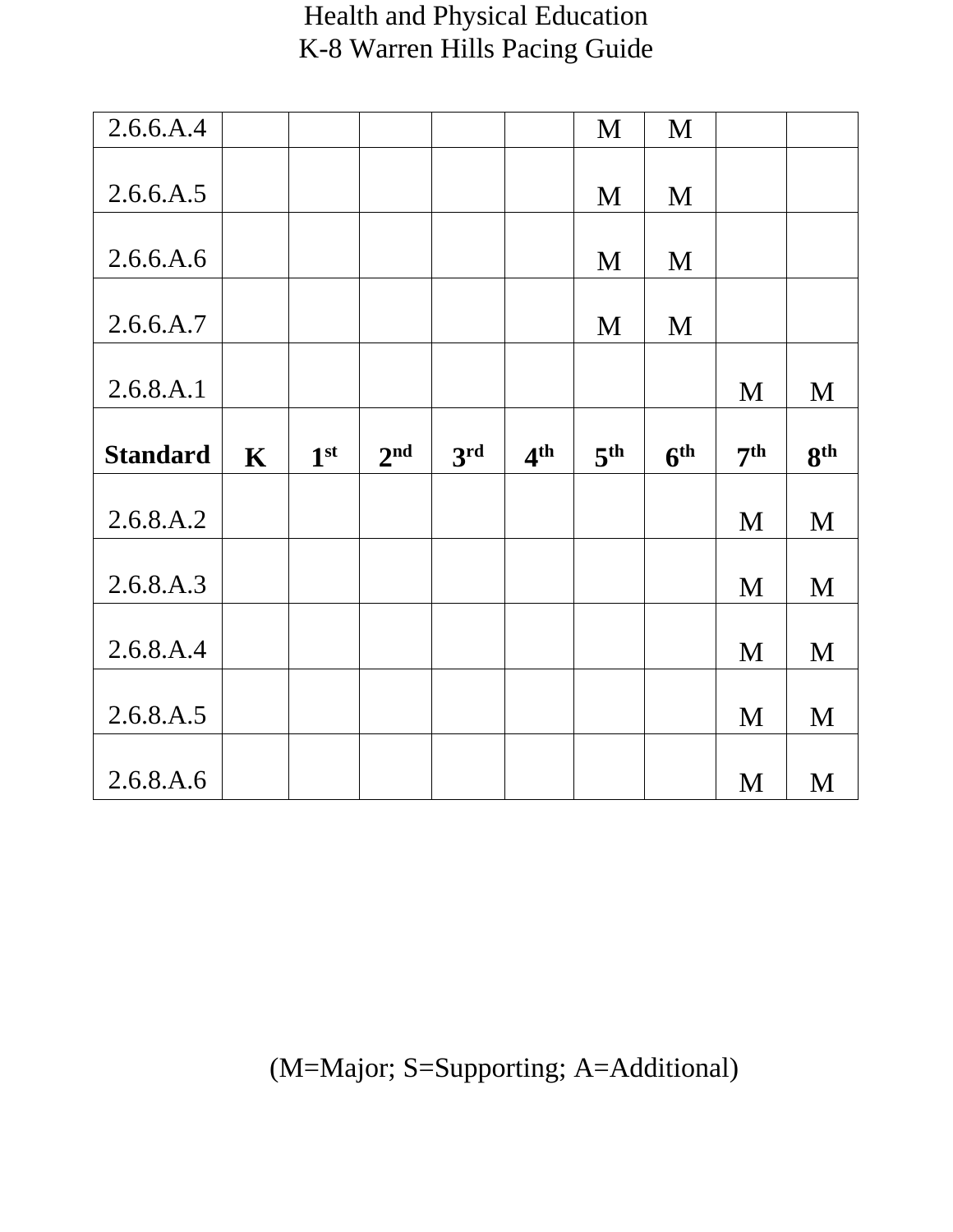Health and Physical Education
K-8 Warren Hills Pacing Guide

| | | | | | | | | | |
|---|---|---|---|---|---|---|---|---|---|
| 2.6.6.A.4 | | | | | | M | M | | |
| 2.6.6.A.5 | | | | | | M | M | | |
| 2.6.6.A.6 | | | | | | M | M | | |
| 2.6.6.A.7 | | | | | | M | M | | |
| 2.6.8.A.1 | | | | | | | | M | M |
| **Standard** | **K** | **1st** | **2nd** | **3rd** | **4th** | **5th** | **6th** | **7th** | **8th** |
| 2.6.8.A.2 | | | | | | | | M | M |
| 2.6.8.A.3 | | | | | | | | M | M |
| 2.6.8.A.4 | | | | | | | | M | M |
| 2.6.8.A.5 | | | | | | | | M | M |
| 2.6.8.A.6 | | | | | | | | M | M |

(M=Major; S=Supporting; A=Additional)